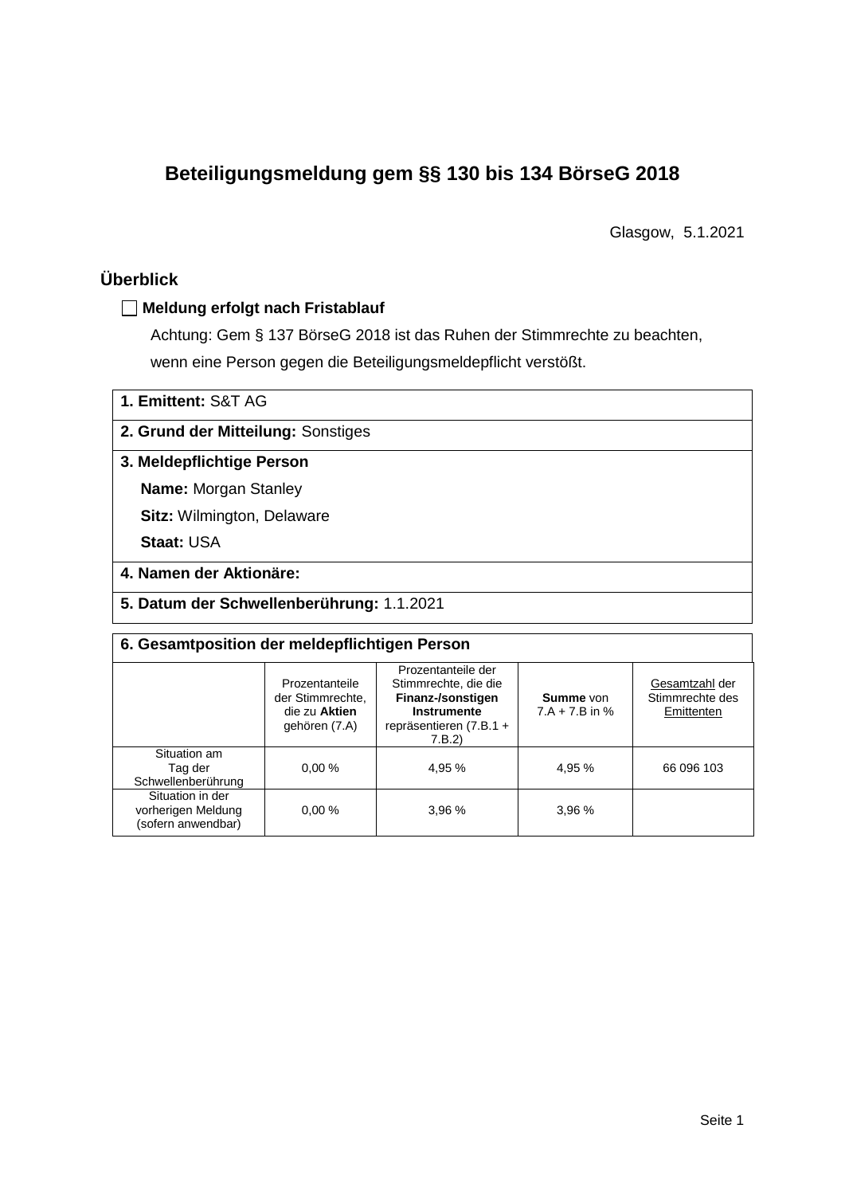# Beteiligungsmeldung gem §§ 130 bis 134 BörseG 2018

Glasgow, 5.1.2021

## Überblick

☐ **Meldung erfolgt nach Fristablauf**

Achtung: Gem § 137 BörseG 2018 ist das Ruhen der Stimmrechte zu beachten, wenn eine Person gegen die Beteiligungsmeldepflicht verstößt.

**1. Emittent:** S&T AG

**2. Grund der Mitteilung:** Sonstiges

**3. Meldepflichtige Person**

**Name:** Morgan Stanley

**Sitz:** Wilmington, Delaware

**Staat:** USA

**4. Namen der Aktionäre:**

**5. Datum der Schwellenberührung:** 1.1.2021

**6. Gesamtposition der meldepflichtigen Person**

| | Prozentanteile der Stimmrechte, die zu **Aktien** gehören (7.A) | Prozentanteile der Stimmrechte, die die **Finanz-/sonstigen Instrumente** repräsentieren (7.B.1 + 7.B.2) | **Summe** von 7.A + 7.B in % | Gesamtzahl der Stimmrechte des Emittenten |
|---|---|---|---|---|
| Situation am Tag der Schwellenberührung | 0,00 % | 4,95 % | 4,95 % | 66 096 103 |
| Situation in der vorherigen Meldung (sofern anwendbar) | 0,00 % | 3,96 % | 3,96 % | |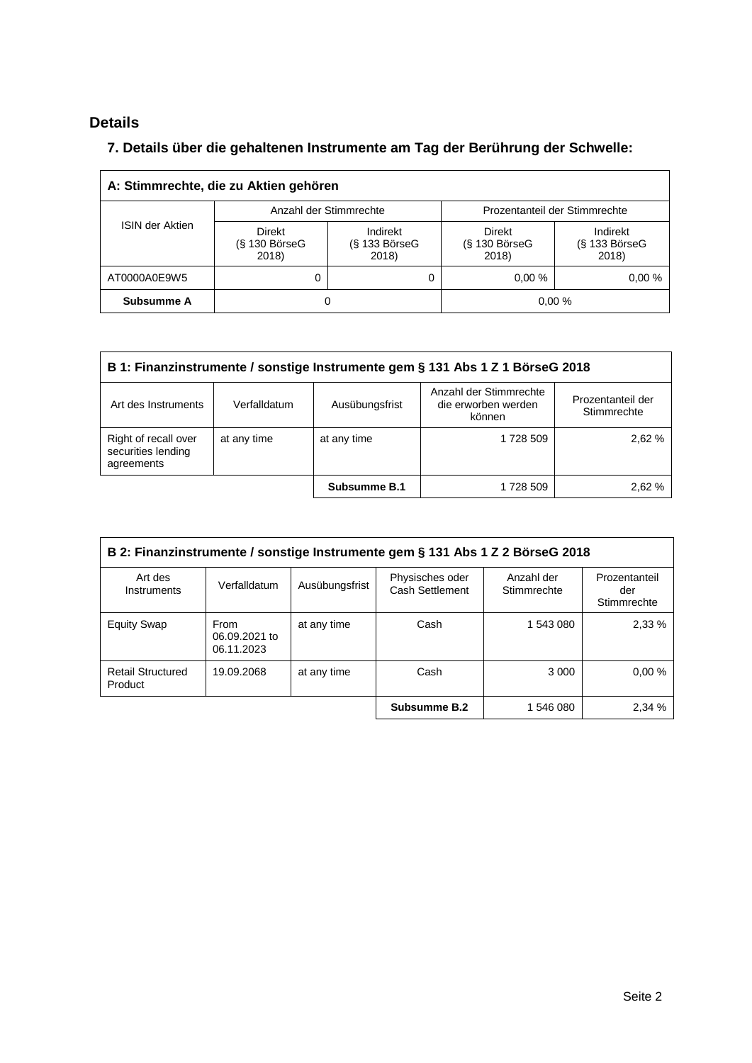## Details

### 7. Details über die gehaltenen Instrumente am Tag der Berührung der Schwelle:

| A: Stimmrechte, die zu Aktien gehören | | | | |
|---|---|---|---|---|
| ISIN der Aktien | Anzahl der Stimmrechte | | Prozentanteil der Stimmrechte | |
| | Direkt (§ 130 BörseG 2018) | Indirekt (§ 133 BörseG 2018) | Direkt (§ 130 BörseG 2018) | Indirekt (§ 133 BörseG 2018) |
| AT0000A0E9W5 | 0 | 0 | 0,00 % | 0,00 % |
| **Subsumme A** | 0 | | 0,00 % | |

| B 1: Finanzinstrumente / sonstige Instrumente gem § 131 Abs 1 Z 1 BörseG 2018 | | | | |
|---|---|---|---|---|
| Art des Instruments | Verfalldatum | Ausübungsfrist | Anzahl der Stimmrechte die erworben werden können | Prozentanteil der Stimmrechte |
| Right of recall over securities lending agreements | at any time | at any time | 1 728 509 | 2,62 % |
| | | **Subsumme B.1** | 1 728 509 | 2,62 % |

| B 2: Finanzinstrumente / sonstige Instrumente gem § 131 Abs 1 Z 2 BörseG 2018 | | | | | |
|---|---|---|---|---|---|
| Art des Instruments | Verfalldatum | Ausübungsfrist | Physisches oder Cash Settlement | Anzahl der Stimmrechte | Prozentanteil der Stimmrechte |
| Equity Swap | From 06.09.2021 to 06.11.2023 | at any time | Cash | 1 543 080 | 2,33 % |
| Retail Structured Product | 19.09.2068 | at any time | Cash | 3 000 | 0,00 % |
| | | | **Subsumme B.2** | 1 546 080 | 2,34 % |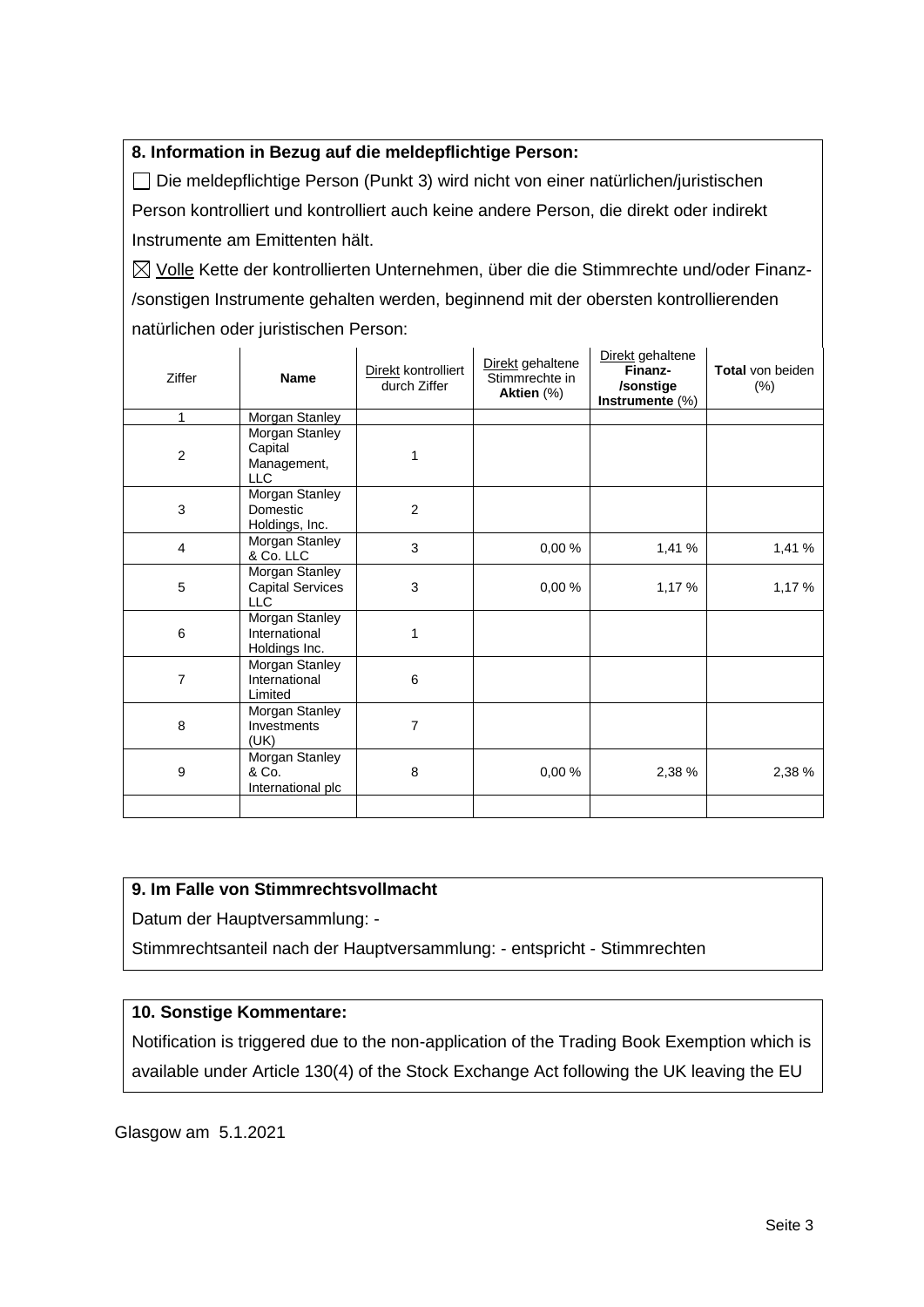**8. Information in Bezug auf die meldepflichtige Person:**

☐ Die meldepflichtige Person (Punkt 3) wird nicht von einer natürlichen/juristischen Person kontrolliert und kontrolliert auch keine andere Person, die direkt oder indirekt Instrumente am Emittenten hält.

☒ Volle Kette der kontrollierten Unternehmen, über die die Stimmrechte und/oder Finanz-/sonstigen Instrumente gehalten werden, beginnend mit der obersten kontrollierenden natürlichen oder juristischen Person:

| Ziffer | **Name** | Direkt kontrolliert durch Ziffer | Direkt gehaltene Stimmrechte in **Aktien** (%) | Direkt gehaltene **Finanz-/sonstige Instrumente** (%) | **Total** von beiden (%) |
|---|---|---|---|---|---|
| 1 | Morgan Stanley | | | | |
| 2 | Morgan Stanley Capital Management, LLC | 1 | | | |
| 3 | Morgan Stanley Domestic Holdings, Inc. | 2 | | | |
| 4 | Morgan Stanley & Co. LLC | 3 | 0,00 % | 1,41 % | 1,41 % |
| 5 | Morgan Stanley Capital Services LLC | 3 | 0,00 % | 1,17 % | 1,17 % |
| 6 | Morgan Stanley International Holdings Inc. | 1 | | | |
| 7 | Morgan Stanley International Limited | 6 | | | |
| 8 | Morgan Stanley Investments (UK) | 7 | | | |
| 9 | Morgan Stanley & Co. International plc | 8 | 0,00 % | 2,38 % | 2,38 % |
| | | | | | |

**9. Im Falle von Stimmrechtsvollmacht**

Datum der Hauptversammlung: -

Stimmrechtsanteil nach der Hauptversammlung: - entspricht - Stimmrechten

**10. Sonstige Kommentare:**

Notification is triggered due to the non-application of the Trading Book Exemption which is available under Article 130(4) of the Stock Exchange Act following the UK leaving the EU

Glasgow am 5.1.2021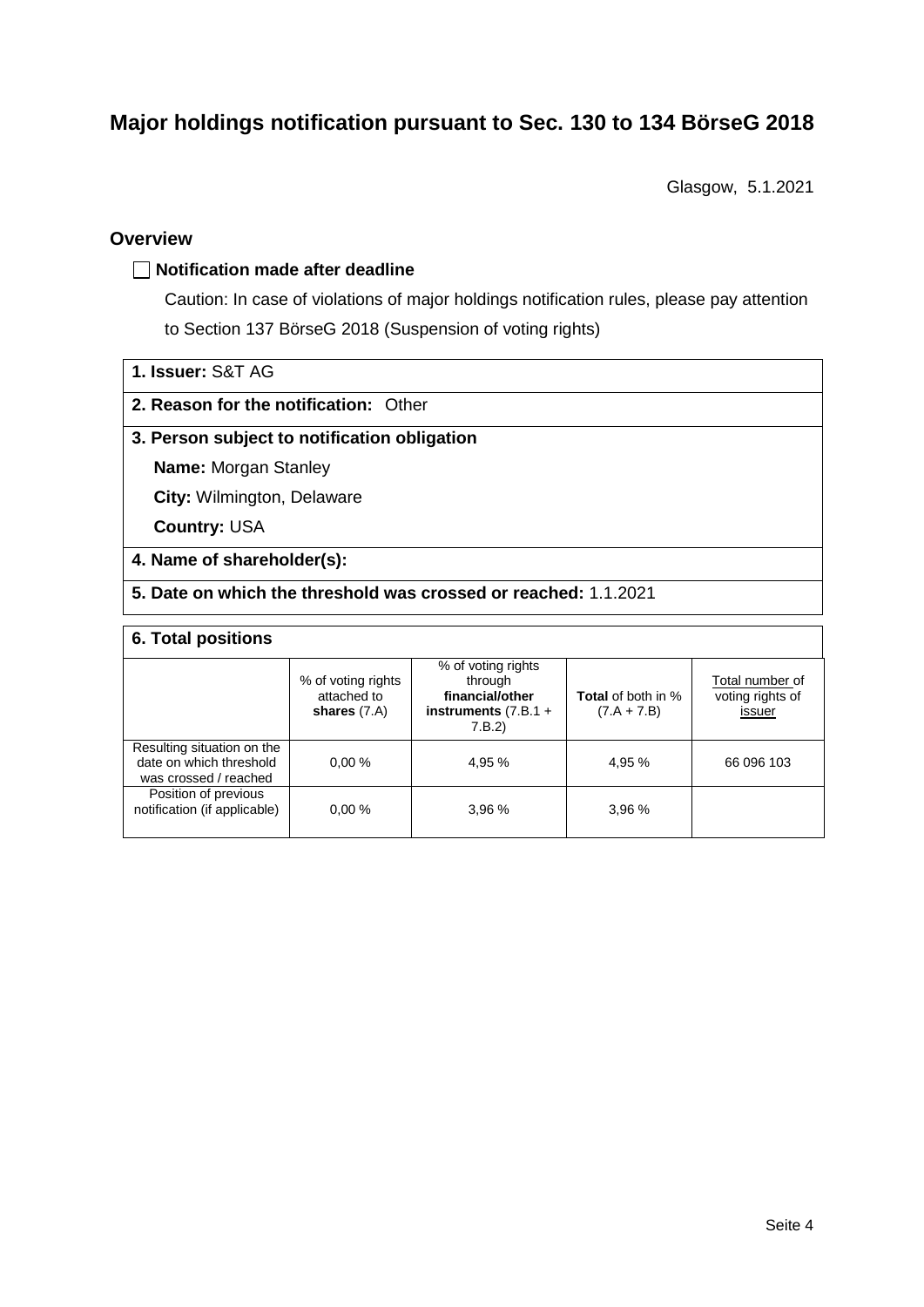# Major holdings notification pursuant to Sec. 130 to 134 BörseG 2018

Glasgow, 5.1.2021

## Overview

☐ **Notification made after deadline**

Caution: In case of violations of major holdings notification rules, please pay attention to Section 137 BörseG 2018 (Suspension of voting rights)

**1. Issuer:** S&T AG

**2. Reason for the notification:** Other

**3. Person subject to notification obligation**

**Name:** Morgan Stanley

**City:** Wilmington, Delaware

**Country:** USA

**4. Name of shareholder(s):**

**5. Date on which the threshold was crossed or reached:** 1.1.2021

**6. Total positions**

| | % of voting rights attached to **shares** (7.A) | % of voting rights through **financial/other instruments** (7.B.1 + 7.B.2) | **Total** of both in % (7.A + 7.B) | Total number of voting rights of issuer |
|---|---|---|---|---|
| Resulting situation on the date on which threshold was crossed / reached | 0,00 % | 4,95 % | 4,95 % | 66 096 103 |
| Position of previous notification (if applicable) | 0,00 % | 3,96 % | 3,96 % | |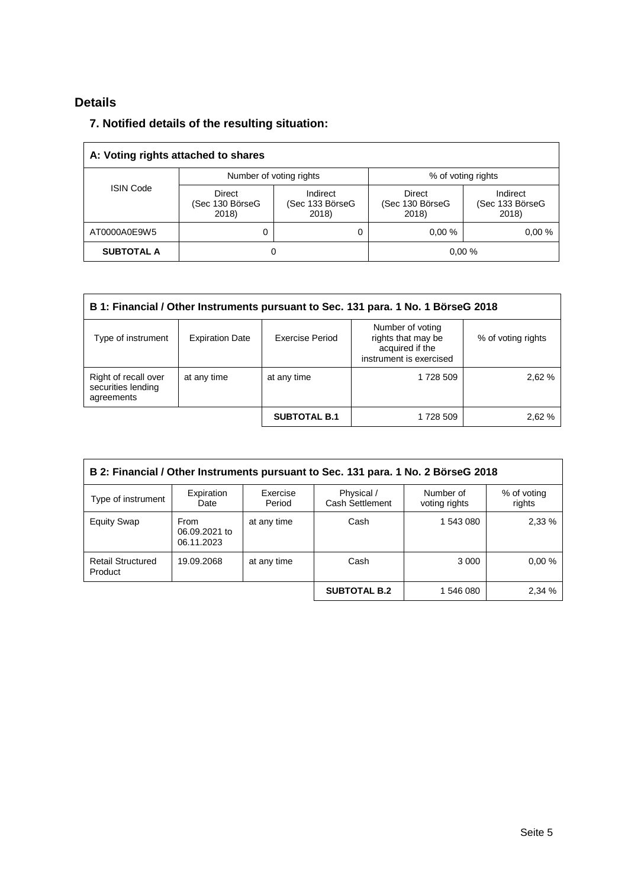# Details

## 7. Notified details of the resulting situation:

| A: Voting rights attached to shares | | | | |
|---|---|---|---|---|
| ISIN Code | Number of voting rights | | % of voting rights | |
| | Direct (Sec 130 BörseG 2018) | Indirect (Sec 133 BörseG 2018) | Direct (Sec 130 BörseG 2018) | Indirect (Sec 133 BörseG 2018) |
| AT0000A0E9W5 | 0 | 0 | 0,00 % | 0,00 % |
| **SUBTOTAL A** | 0 | | 0,00 % | |

| B 1: Financial / Other Instruments pursuant to Sec. 131 para. 1 No. 1 BörseG 2018 | | | | |
|---|---|---|---|---|
| Type of instrument | Expiration Date | Exercise Period | Number of voting rights that may be acquired if the instrument is exercised | % of voting rights |
| Right of recall over securities lending agreements | at any time | at any time | 1 728 509 | 2,62 % |
| | | **SUBTOTAL B.1** | 1 728 509 | 2,62 % |

| B 2: Financial / Other Instruments pursuant to Sec. 131 para. 1 No. 2 BörseG 2018 | | | | | |
|---|---|---|---|---|---|
| Type of instrument | Expiration Date | Exercise Period | Physical / Cash Settlement | Number of voting rights | % of voting rights |
| Equity Swap | From 06.09.2021 to 06.11.2023 | at any time | Cash | 1 543 080 | 2,33 % |
| Retail Structured Product | 19.09.2068 | at any time | Cash | 3 000 | 0,00 % |
| | | | **SUBTOTAL B.2** | 1 546 080 | 2,34 % |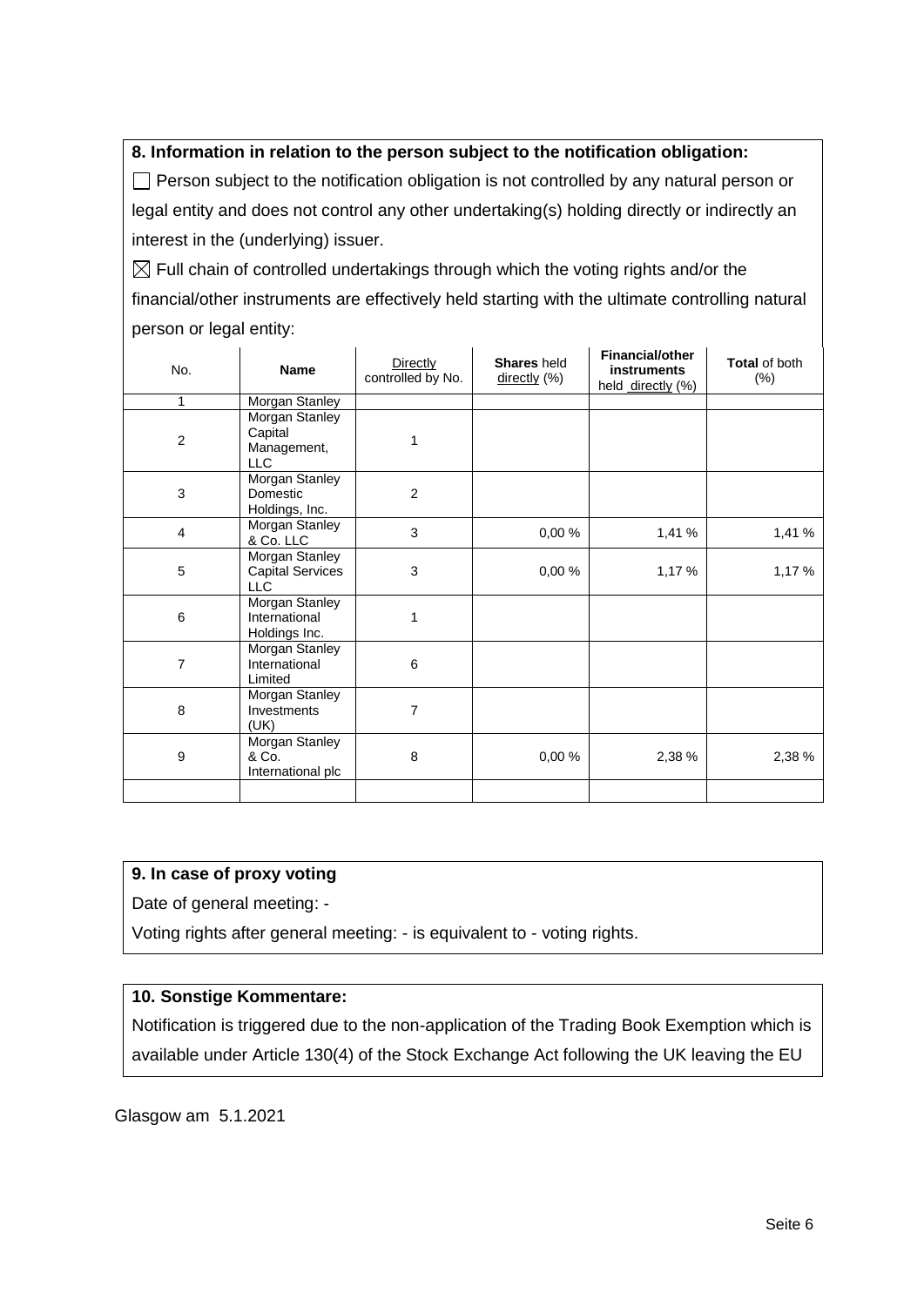## 8. Information in relation to the person subject to the notification obligation:

☐ Person subject to the notification obligation is not controlled by any natural person or legal entity and does not control any other undertaking(s) holding directly or indirectly an interest in the (underlying) issuer.

☒ Full chain of controlled undertakings through which the voting rights and/or the financial/other instruments are effectively held starting with the ultimate controlling natural person or legal entity:

| No. | Name | Directly controlled by No. | Shares held directly (%) | Financial/other instruments held directly (%) | Total of both (%) |
|---|---|---|---|---|---|
| 1 | Morgan Stanley | | | | |
| 2 | Morgan Stanley Capital Management, LLC | 1 | | | |
| 3 | Morgan Stanley Domestic Holdings, Inc. | 2 | | | |
| 4 | Morgan Stanley & Co. LLC | 3 | 0,00 % | 1,41 % | 1,41 % |
| 5 | Morgan Stanley Capital Services LLC | 3 | 0,00 % | 1,17 % | 1,17 % |
| 6 | Morgan Stanley International Holdings Inc. | 1 | | | |
| 7 | Morgan Stanley International Limited | 6 | | | |
| 8 | Morgan Stanley Investments (UK) | 7 | | | |
| 9 | Morgan Stanley & Co. International plc | 8 | 0,00 % | 2,38 % | 2,38 % |
| | | | | | |

## 9. In case of proxy voting

Date of general meeting: -

Voting rights after general meeting: - is equivalent to - voting rights.

## 10. Sonstige Kommentare:

Notification is triggered due to the non-application of the Trading Book Exemption which is available under Article 130(4) of the Stock Exchange Act following the UK leaving the EU

Glasgow am 5.1.2021